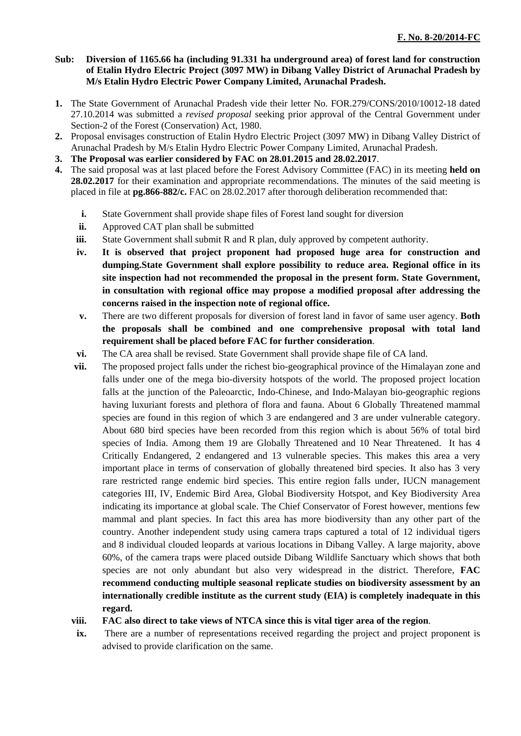**F. No. 8-20/2014-FC**

**Sub: Diversion of 1165.66 ha (including 91.331 ha underground area) of forest land for construction of Etalin Hydro Electric Project (3097 MW) in Dibang Valley District of Arunachal Pradesh by M/s Etalin Hydro Electric Power Company Limited, Arunachal Pradesh.**

1. The State Government of Arunachal Pradesh vide their letter No. FOR.279/CONS/2010/10012-18 dated 27.10.2014 was submitted a *revised proposal* seeking prior approval of the Central Government under Section-2 of the Forest (Conservation) Act, 1980.
2. Proposal envisages construction of Etalin Hydro Electric Project (3097 MW) in Dibang Valley District of Arunachal Pradesh by M/s Etalin Hydro Electric Power Company Limited, Arunachal Pradesh.
3. **The Proposal was earlier considered by FAC on 28.01.2015 and 28.02.2017**.
4. The said proposal was at last placed before the Forest Advisory Committee (FAC) in its meeting **held on 28.02.2017** for their examination and appropriate recommendations. The minutes of the said meeting is placed in file at **pg.866-882/c.** FAC on 28.02.2017 after thorough deliberation recommended that:

   i. State Government shall provide shape files of Forest land sought for diversion
   
   ii. Approved CAT plan shall be submitted
   
   iii. State Government shall submit R and R plan, duly approved by competent authority.
   
   iv. **It is observed that project proponent had proposed huge area for construction and dumping.State Government shall explore possibility to reduce area. Regional office in its site inspection had not recommended the proposal in the present form. State Government, in consultation with regional office may propose a modified proposal after addressing the concerns raised in the inspection note of regional office.**
   
   v. There are two different proposals for diversion of forest land in favor of same user agency. **Both the proposals shall be combined and one comprehensive proposal with total land requirement shall be placed before FAC for further consideration**.
   
   vi. The CA area shall be revised. State Government shall provide shape file of CA land.
   
   vii. The proposed project falls under the richest bio-geographical province of the Himalayan zone and falls under one of the mega bio-diversity hotspots of the world. The proposed project location falls at the junction of the Paleoarctic, Indo-Chinese, and Indo-Malayan bio-geographic regions having luxuriant forests and plethora of flora and fauna. About 6 Globally Threatened mammal species are found in this region of which 3 are endangered and 3 are under vulnerable category. About 680 bird species have been recorded from this region which is about 56% of total bird species of India. Among them 19 are Globally Threatened and 10 Near Threatened. It has 4 Critically Endangered, 2 endangered and 13 vulnerable species. This makes this area a very important place in terms of conservation of globally threatened bird species. It also has 3 very rare restricted range endemic bird species. This entire region falls under, IUCN management categories III, IV, Endemic Bird Area, Global Biodiversity Hotspot, and Key Biodiversity Area indicating its importance at global scale. The Chief Conservator of Forest however, mentions few mammal and plant species. In fact this area has more biodiversity than any other part of the country. Another independent study using camera traps captured a total of 12 individual tigers and 8 individual clouded leopards at various locations in Dibang Valley. A large majority, above 60%, of the camera traps were placed outside Dibang Wildlife Sanctuary which shows that both species are not only abundant but also very widespread in the district. Therefore, **FAC recommend conducting multiple seasonal replicate studies on biodiversity assessment by an internationally credible institute as the current study (EIA) is completely inadequate in this regard.**
   
   viii. **FAC also direct to take views of NTCA since this is vital tiger area of the region**.
   
   ix. There are a number of representations received regarding the project and project proponent is advised to provide clarification on the same.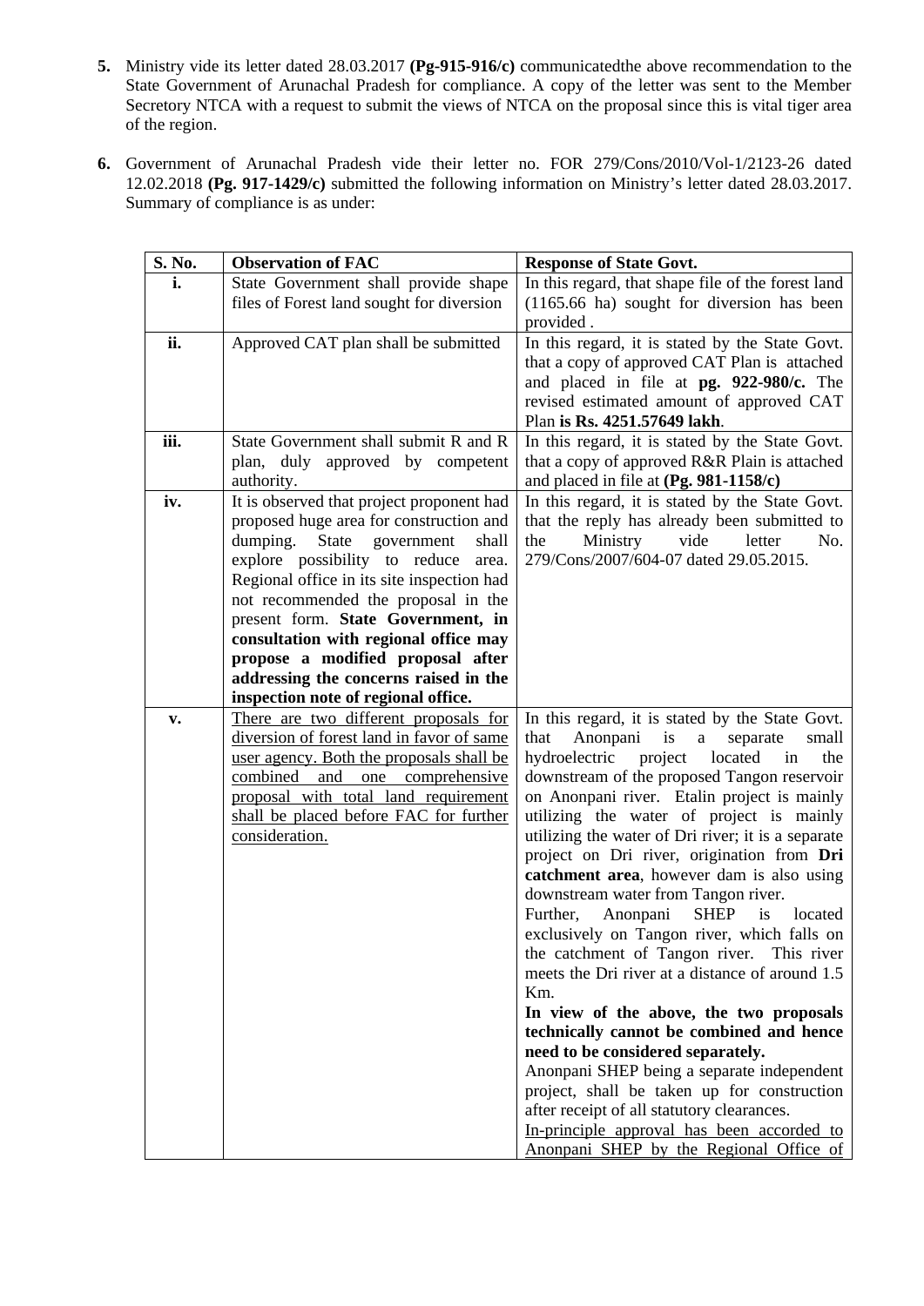5. Ministry vide its letter dated 28.03.2017 **(Pg-915-916/c)** communicatedthe above recommendation to the State Government of Arunachal Pradesh for compliance. A copy of the letter was sent to the Member Secretory NTCA with a request to submit the views of NTCA on the proposal since this is vital tiger area of the region.

6. Government of Arunachal Pradesh vide their letter no. FOR 279/Cons/2010/Vol-1/2123-26 dated 12.02.2018 **(Pg. 917-1429/c)** submitted the following information on Ministry's letter dated 28.03.2017. Summary of compliance is as under:

| S. No. | Observation of FAC | Response of State Govt. |
|---|---|---|
| **i.** | State Government shall provide shape files of Forest land sought for diversion | In this regard, that shape file of the forest land (1165.66 ha) sought for diversion has been provided . |
| **ii.** | Approved CAT plan shall be submitted | In this regard, it is stated by the State Govt. that a copy of approved CAT Plan is attached and placed in file at **pg. 922-980/c.** The revised estimated amount of approved CAT Plan **is Rs. 4251.57649 lakh**. |
| **iii.** | State Government shall submit R and R plan, duly approved by competent authority. | In this regard, it is stated by the State Govt. that a copy of approved R&R Plain is attached and placed in file at **(Pg. 981-1158/c)** |
| **iv.** | It is observed that project proponent had proposed huge area for construction and dumping. State government shall explore possibility to reduce area. Regional office in its site inspection had not recommended the proposal in the present form. **State Government, in consultation with regional office may propose a modified proposal after addressing the concerns raised in the inspection note of regional office.** | In this regard, it is stated by the State Govt. that the reply has already been submitted to the Ministry vide letter No. 279/Cons/2007/604-07 dated 29.05.2015. |
| **v.** | <u>There are two different proposals for diversion of forest land in favor of same user agency. Both the proposals shall be combined and one comprehensive proposal with total land requirement shall be placed before FAC for further consideration.</u> | In this regard, it is stated by the State Govt. that Anonpani is a separate small hydroelectric project located in the downstream of the proposed Tangon reservoir on Anonpani river. Etalin project is mainly utilizing the water of project is mainly utilizing the water of Dri river; it is a separate project on Dri river, origination from **Dri catchment area**, however dam is also using downstream water from Tangon river.<br>Further, Anonpani SHEP is located exclusively on Tangon river, which falls on the catchment of Tangon river. This river meets the Dri river at a distance of around 1.5 Km.<br>**In view of the above, the two proposals technically cannot be combined and hence need to be considered separately.**<br>Anonpani SHEP being a separate independent project, shall be taken up for construction after receipt of all statutory clearances.<br><u>In-principle approval has been accorded to Anonpani SHEP by the Regional Office of</u> |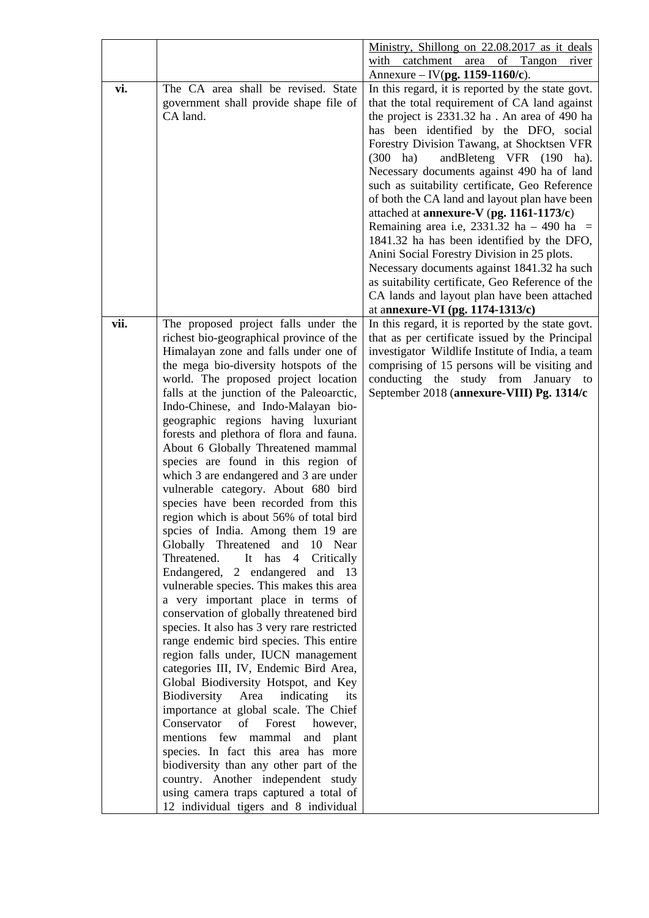|  |  |  |
|---|---|---|
|  |  | Ministry, Shillong on 22.08.2017 as it deals with catchment area of Tangon river Annexure – IV(**pg. 1159-1160/c**). |
| **vi.** | The CA area shall be revised. State government shall provide shape file of CA land. | In this regard, it is reported by the state govt. that the total requirement of CA land against the project is 2331.32 ha . An area of 490 ha has been identified by the DFO, social Forestry Division Tawang, at Shocktsen VFR (300 ha) andBleteng VFR (190 ha). Necessary documents against 490 ha of land such as suitability certificate, Geo Reference of both the CA land and layout plan have been attached at **annexure-V** (**pg. 1161-1173/c**) Remaining area i.e, 2331.32 ha – 490 ha = 1841.32 ha has been identified by the DFO, Anini Social Forestry Division in 25 plots. Necessary documents against 1841.32 ha such as suitability certificate, Geo Reference of the CA lands and layout plan have been attached at a**nnexure-VI (pg. 1174-1313/c)** |
| **vii.** | The proposed project falls under the richest bio-geographical province of the Himalayan zone and falls under one of the mega bio-diversity hotspots of the world. The proposed project location falls at the junction of the Paleoarctic, Indo-Chinese, and Indo-Malayan bio-geographic regions having luxuriant forests and plethora of flora and fauna. About 6 Globally Threatened mammal species are found in this region of which 3 are endangered and 3 are under vulnerable category. About 680 bird species have been recorded from this region which is about 56% of total bird spcies of India. Among them 19 are Globally Threatened and 10 Near Threatened. It has 4 Critically Endangered, 2 endangered and 13 vulnerable species. This makes this area a very important place in terms of conservation of globally threatened bird species. It also has 3 very rare restricted range endemic bird species. This entire region falls under, IUCN management categories III, IV, Endemic Bird Area, Global Biodiversity Hotspot, and Key Biodiversity Area indicating its importance at global scale. The Chief Conservator of Forest however, mentions few mammal and plant species. In fact this area has more biodiversity than any other part of the country. Another independent study using camera traps captured a total of 12 individual tigers and 8 individual | In this regard, it is reported by the state govt. that as per certificate issued by the Principal investigator Wildlife Institute of India, a team comprising of 15 persons will be visiting and conducting the study from January to September 2018 (**annexure-VIII) Pg. 1314/c** |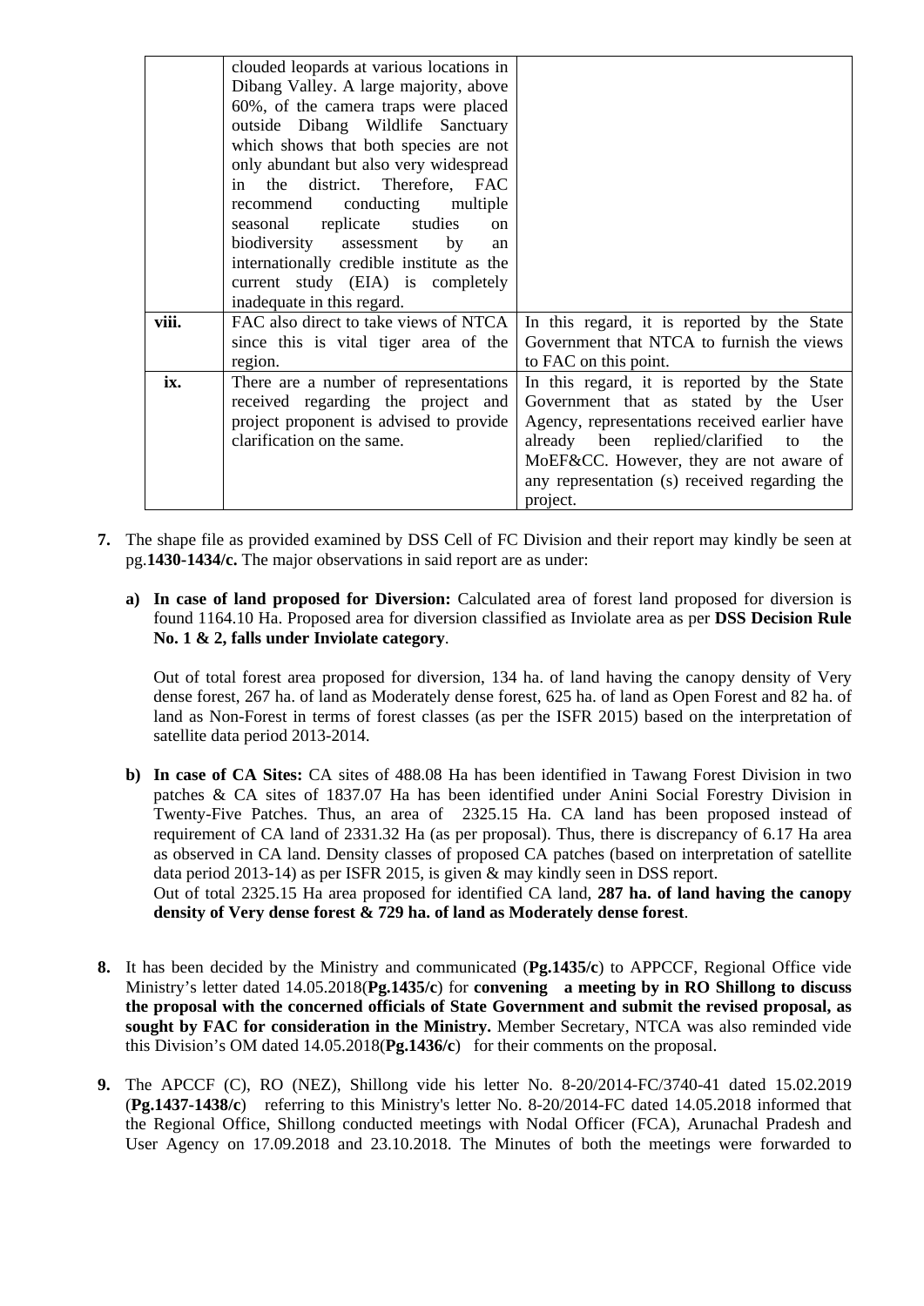|  | clouded leopards at various locations in Dibang Valley. A large majority, above 60%, of the camera traps were placed outside Dibang Wildlife Sanctuary which shows that both species are not only abundant but also very widespread in the district. Therefore, FAC recommend conducting multiple seasonal replicate studies on biodiversity assessment by an internationally credible institute as the current study (EIA) is completely inadequate in this regard. |  |
|---|---|---|
| **viii.** | FAC also direct to take views of NTCA since this is vital tiger area of the region. | In this regard, it is reported by the State Government that NTCA to furnish the views to FAC on this point. |
| **ix.** | There are a number of representations received regarding the project and project proponent is advised to provide clarification on the same. | In this regard, it is reported by the State Government that as stated by the User Agency, representations received earlier have already been replied/clarified to the MoEF&CC. However, they are not aware of any representation (s) received regarding the project. |

**7.** The shape file as provided examined by DSS Cell of FC Division and their report may kindly be seen at pg.**1430-1434/c.** The major observations in said report are as under:

**a) In case of land proposed for Diversion:** Calculated area of forest land proposed for diversion is found 1164.10 Ha. Proposed area for diversion classified as Inviolate area as per **DSS Decision Rule No. 1 & 2, falls under Inviolate category**.

Out of total forest area proposed for diversion, 134 ha. of land having the canopy density of Very dense forest, 267 ha. of land as Moderately dense forest, 625 ha. of land as Open Forest and 82 ha. of land as Non-Forest in terms of forest classes (as per the ISFR 2015) based on the interpretation of satellite data period 2013-2014.

**b) In case of CA Sites:** CA sites of 488.08 Ha has been identified in Tawang Forest Division in two patches & CA sites of 1837.07 Ha has been identified under Anini Social Forestry Division in Twenty-Five Patches. Thus, an area of 2325.15 Ha. CA land has been proposed instead of requirement of CA land of 2331.32 Ha (as per proposal). Thus, there is discrepancy of 6.17 Ha area as observed in CA land. Density classes of proposed CA patches (based on interpretation of satellite data period 2013-14) as per ISFR 2015, is given & may kindly seen in DSS report.
Out of total 2325.15 Ha area proposed for identified CA land, **287 ha. of land having the canopy density of Very dense forest & 729 ha. of land as Moderately dense forest**.

**8.** It has been decided by the Ministry and communicated (**Pg.1435/c**) to APPCCF, Regional Office vide Ministry's letter dated 14.05.2018(**Pg.1435/c**) for **convening a meeting by in RO Shillong to discuss the proposal with the concerned officials of State Government and submit the revised proposal, as sought by FAC for consideration in the Ministry.** Member Secretary, NTCA was also reminded vide this Division's OM dated 14.05.2018(**Pg.1436/c**) for their comments on the proposal.

**9.** The APCCF (C), RO (NEZ), Shillong vide his letter No. 8-20/2014-FC/3740-41 dated 15.02.2019 (**Pg.1437-1438/c**) referring to this Ministry's letter No. 8-20/2014-FC dated 14.05.2018 informed that the Regional Office, Shillong conducted meetings with Nodal Officer (FCA), Arunachal Pradesh and User Agency on 17.09.2018 and 23.10.2018. The Minutes of both the meetings were forwarded to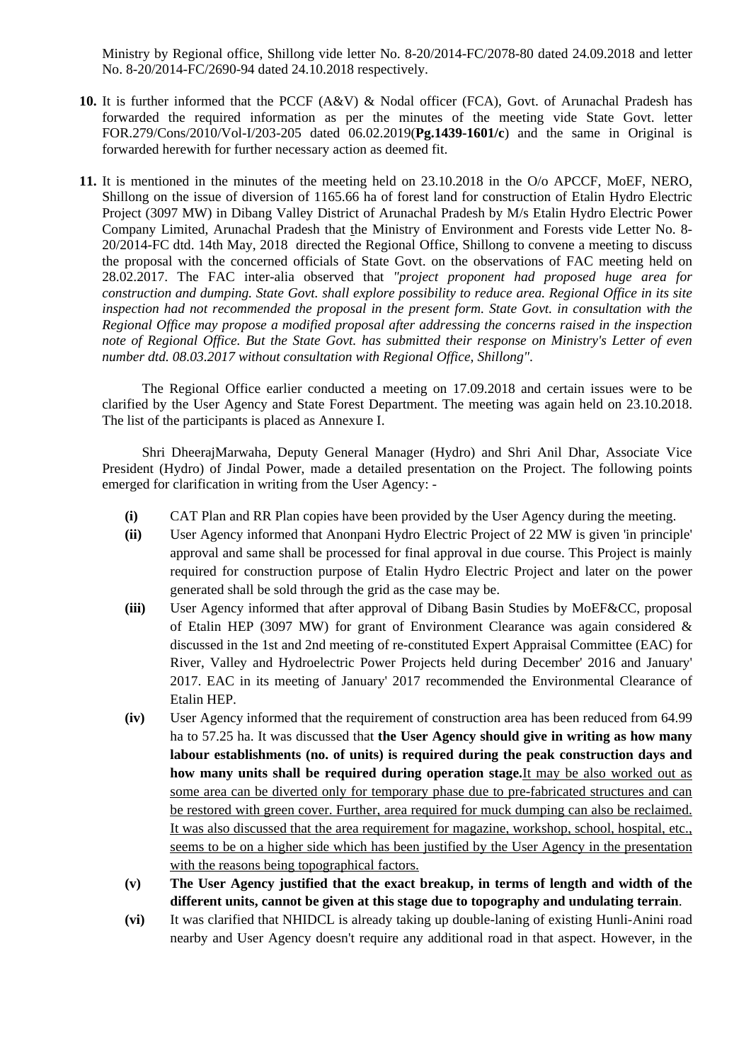Ministry by Regional office, Shillong vide letter No. 8-20/2014-FC/2078-80 dated 24.09.2018 and letter No. 8-20/2014-FC/2690-94 dated 24.10.2018 respectively.

**10.** It is further informed that the PCCF (A&V) & Nodal officer (FCA), Govt. of Arunachal Pradesh has forwarded the required information as per the minutes of the meeting vide State Govt. letter FOR.279/Cons/2010/Vol-I/203-205 dated 06.02.2019(**Pg.1439-1601/c**) and the same in Original is forwarded herewith for further necessary action as deemed fit.

**11.** It is mentioned in the minutes of the meeting held on 23.10.2018 in the O/o APCCF, MoEF, NERO, Shillong on the issue of diversion of 1165.66 ha of forest land for construction of Etalin Hydro Electric Project (3097 MW) in Dibang Valley District of Arunachal Pradesh by M/s Etalin Hydro Electric Power Company Limited, Arunachal Pradesh that the Ministry of Environment and Forests vide Letter No. 8-20/2014-FC dtd. 14th May, 2018 directed the Regional Office, Shillong to convene a meeting to discuss the proposal with the concerned officials of State Govt. on the observations of FAC meeting held on 28.02.2017. The FAC inter-alia observed that *"project proponent had proposed huge area for construction and dumping. State Govt. shall explore possibility to reduce area. Regional Office in its site inspection had not recommended the proposal in the present form. State Govt. in consultation with the Regional Office may propose a modified proposal after addressing the concerns raised in the inspection note of Regional Office. But the State Govt. has submitted their response on Ministry's Letter of even number dtd. 08.03.2017 without consultation with Regional Office, Shillong"*.

The Regional Office earlier conducted a meeting on 17.09.2018 and certain issues were to be clarified by the User Agency and State Forest Department. The meeting was again held on 23.10.2018. The list of the participants is placed as Annexure I.

Shri DheerajMarwaha, Deputy General Manager (Hydro) and Shri Anil Dhar, Associate Vice President (Hydro) of Jindal Power, made a detailed presentation on the Project. The following points emerged for clarification in writing from the User Agency: -

**(i)** CAT Plan and RR Plan copies have been provided by the User Agency during the meeting.

**(ii)** User Agency informed that Anonpani Hydro Electric Project of 22 MW is given 'in principle' approval and same shall be processed for final approval in due course. This Project is mainly required for construction purpose of Etalin Hydro Electric Project and later on the power generated shall be sold through the grid as the case may be.

**(iii)** User Agency informed that after approval of Dibang Basin Studies by MoEF&CC, proposal of Etalin HEP (3097 MW) for grant of Environment Clearance was again considered & discussed in the 1st and 2nd meeting of re-constituted Expert Appraisal Committee (EAC) for River, Valley and Hydroelectric Power Projects held during December' 2016 and January' 2017. EAC in its meeting of January' 2017 recommended the Environmental Clearance of Etalin HEP.

**(iv)** User Agency informed that the requirement of construction area has been reduced from 64.99 ha to 57.25 ha. It was discussed that **the User Agency should give in writing as how many labour establishments (no. of units) is required during the peak construction days and how many units shall be required during operation stage.**<u>It may be also worked out as some area can be diverted only for temporary phase due to pre-fabricated structures and can be restored with green cover. Further, area required for muck dumping can also be reclaimed. It was also discussed that the area requirement for magazine, workshop, school, hospital, etc., seems to be on a higher side which has been justified by the User Agency in the presentation with the reasons being topographical factors.</u>

**(v)** **The User Agency justified that the exact breakup, in terms of length and width of the different units, cannot be given at this stage due to topography and undulating terrain**.

**(vi)** It was clarified that NHIDCL is already taking up double-laning of existing Hunli-Anini road nearby and User Agency doesn't require any additional road in that aspect. However, in the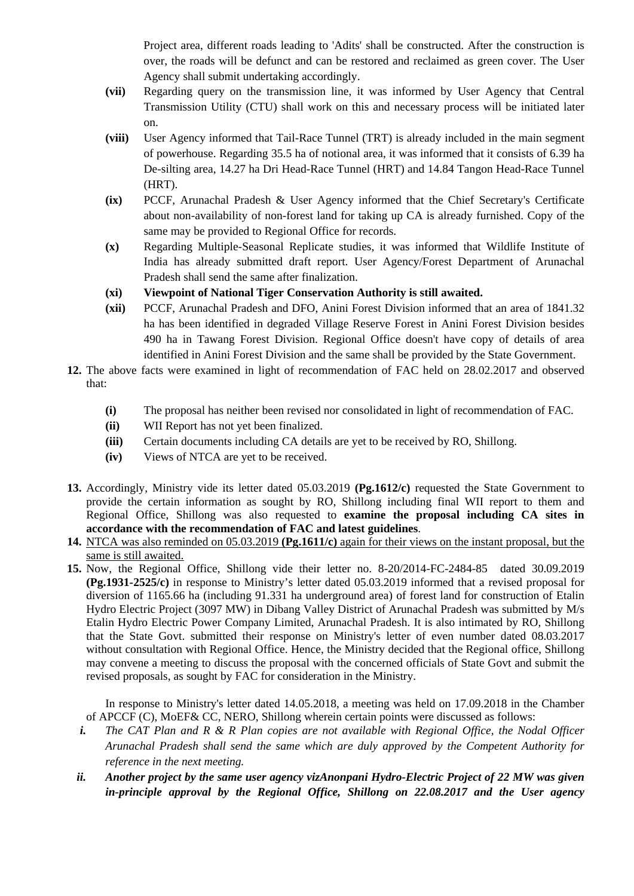Project area, different roads leading to 'Adits' shall be constructed. After the construction is over, the roads will be defunct and can be restored and reclaimed as green cover. The User Agency shall submit undertaking accordingly.

- **(vii)** Regarding query on the transmission line, it was informed by User Agency that Central Transmission Utility (CTU) shall work on this and necessary process will be initiated later on.
- **(viii)** User Agency informed that Tail-Race Tunnel (TRT) is already included in the main segment of powerhouse. Regarding 35.5 ha of notional area, it was informed that it consists of 6.39 ha De-silting area, 14.27 ha Dri Head-Race Tunnel (HRT) and 14.84 Tangon Head-Race Tunnel (HRT).
- **(ix)** PCCF, Arunachal Pradesh & User Agency informed that the Chief Secretary's Certificate about non-availability of non-forest land for taking up CA is already furnished. Copy of the same may be provided to Regional Office for records.
- **(x)** Regarding Multiple-Seasonal Replicate studies, it was informed that Wildlife Institute of India has already submitted draft report. User Agency/Forest Department of Arunachal Pradesh shall send the same after finalization.
- **(xi)** **Viewpoint of National Tiger Conservation Authority is still awaited.**
- **(xii)** PCCF, Arunachal Pradesh and DFO, Anini Forest Division informed that an area of 1841.32 ha has been identified in degraded Village Reserve Forest in Anini Forest Division besides 490 ha in Tawang Forest Division. Regional Office doesn't have copy of details of area identified in Anini Forest Division and the same shall be provided by the State Government.

**12.** The above facts were examined in light of recommendation of FAC held on 28.02.2017 and observed that:

- **(i)** The proposal has neither been revised nor consolidated in light of recommendation of FAC.
- **(ii)** WII Report has not yet been finalized.
- **(iii)** Certain documents including CA details are yet to be received by RO, Shillong.
- **(iv)** Views of NTCA are yet to be received.

**13.** Accordingly, Ministry vide its letter dated 05.03.2019 **(Pg.1612/c)** requested the State Government to provide the certain information as sought by RO, Shillong including final WII report to them and Regional Office, Shillong was also requested to **examine the proposal including CA sites in accordance with the recommendation of FAC and latest guidelines**.

**14.** NTCA was also reminded on 05.03.2019 **(Pg.1611/c)** again for their views on the instant proposal, but the same is still awaited.

**15.** Now, the Regional Office, Shillong vide their letter no. 8-20/2014-FC-2484-85 dated 30.09.2019 **(Pg.1931-2525/c)** in response to Ministry's letter dated 05.03.2019 informed that a revised proposal for diversion of 1165.66 ha (including 91.331 ha underground area) of forest land for construction of Etalin Hydro Electric Project (3097 MW) in Dibang Valley District of Arunachal Pradesh was submitted by M/s Etalin Hydro Electric Power Company Limited, Arunachal Pradesh. It is also intimated by RO, Shillong that the State Govt. submitted their response on Ministry's letter of even number dated 08.03.2017 without consultation with Regional Office. Hence, the Ministry decided that the Regional office, Shillong may convene a meeting to discuss the proposal with the concerned officials of State Govt and submit the revised proposals, as sought by FAC for consideration in the Ministry.

In response to Ministry's letter dated 14.05.2018, a meeting was held on 17.09.2018 in the Chamber of APCCF (C), MoEF& CC, NERO, Shillong wherein certain points were discussed as follows:

- ***i.*** *The CAT Plan and R & R Plan copies are not available with Regional Office, the Nodal Officer Arunachal Pradesh shall send the same which are duly approved by the Competent Authority for reference in the next meeting.*
- ***ii.*** ***Another project by the same user agency vizAnonpani Hydro-Electric Project of 22 MW was given in-principle approval by the Regional Office, Shillong on 22.08.2017 and the User agency***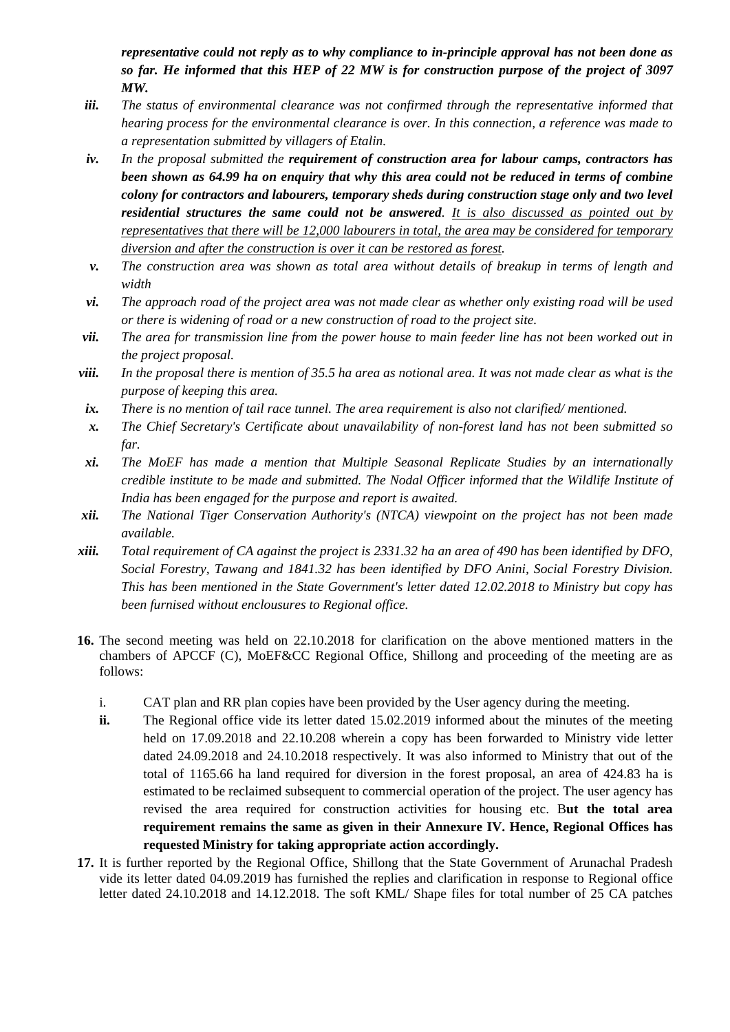*representative could not reply as to why compliance to in-principle approval has not been done as so far. He informed that this HEP of 22 MW is for construction purpose of the project of 3097 MW.*

*iii.* *The status of environmental clearance was not confirmed through the representative informed that hearing process for the environmental clearance is over. In this connection, a reference was made to a representation submitted by villagers of Etalin.*

*iv.* *In the proposal submitted the **requirement of construction area for labour camps, contractors has been shown as 64.99 ha on enquiry that why this area could not be reduced in terms of combine colony for contractors and labourers, temporary sheds during construction stage only and two level residential structures the same could not be answered**. <u>It is also discussed as pointed out by representatives that there will be 12,000 labourers in total, the area may be considered for temporary diversion and after the construction is over it can be restored as forest.</u>*

*v.* *The construction area was shown as total area without details of breakup in terms of length and width*

*vi.* *The approach road of the project area was not made clear as whether only existing road will be used or there is widening of road or a new construction of road to the project site.*

*vii.* *The area for transmission line from the power house to main feeder line has not been worked out in the project proposal.*

*viii.* *In the proposal there is mention of 35.5 ha area as notional area. It was not made clear as what is the purpose of keeping this area.*

*ix.* *There is no mention of tail race tunnel. The area requirement is also not clarified/ mentioned.*

*x.* *The Chief Secretary's Certificate about unavailability of non-forest land has not been submitted so far.*

*xi.* *The MoEF has made a mention that Multiple Seasonal Replicate Studies by an internationally credible institute to be made and submitted. The Nodal Officer informed that the Wildlife Institute of India has been engaged for the purpose and report is awaited.*

*xii.* *The National Tiger Conservation Authority's (NTCA) viewpoint on the project has not been made available.*

*xiii.* *Total requirement of CA against the project is 2331.32 ha an area of 490 has been identified by DFO, Social Forestry, Tawang and 1841.32 has been identified by DFO Anini, Social Forestry Division. This has been mentioned in the State Government's letter dated 12.02.2018 to Ministry but copy has been furnised without enclousures to Regional office.*

**16.** The second meeting was held on 22.10.2018 for clarification on the above mentioned matters in the chambers of APCCF (C), MoEF&CC Regional Office, Shillong and proceeding of the meeting are as follows:

i. CAT plan and RR plan copies have been provided by the User agency during the meeting.

**ii.** The Regional office vide its letter dated 15.02.2019 informed about the minutes of the meeting held on 17.09.2018 and 22.10.208 wherein a copy has been forwarded to Ministry vide letter dated 24.09.2018 and 24.10.2018 respectively. It was also informed to Ministry that out of the total of 1165.66 ha land required for diversion in the forest proposal, an area of 424.83 ha is estimated to be reclaimed subsequent to commercial operation of the project. The user agency has revised the area required for construction activities for housing etc. B**ut the total area requirement remains the same as given in their Annexure IV. Hence, Regional Offices has requested Ministry for taking appropriate action accordingly.**

**17.** It is further reported by the Regional Office, Shillong that the State Government of Arunachal Pradesh vide its letter dated 04.09.2019 has furnished the replies and clarification in response to Regional office letter dated 24.10.2018 and 14.12.2018. The soft KML/ Shape files for total number of 25 CA patches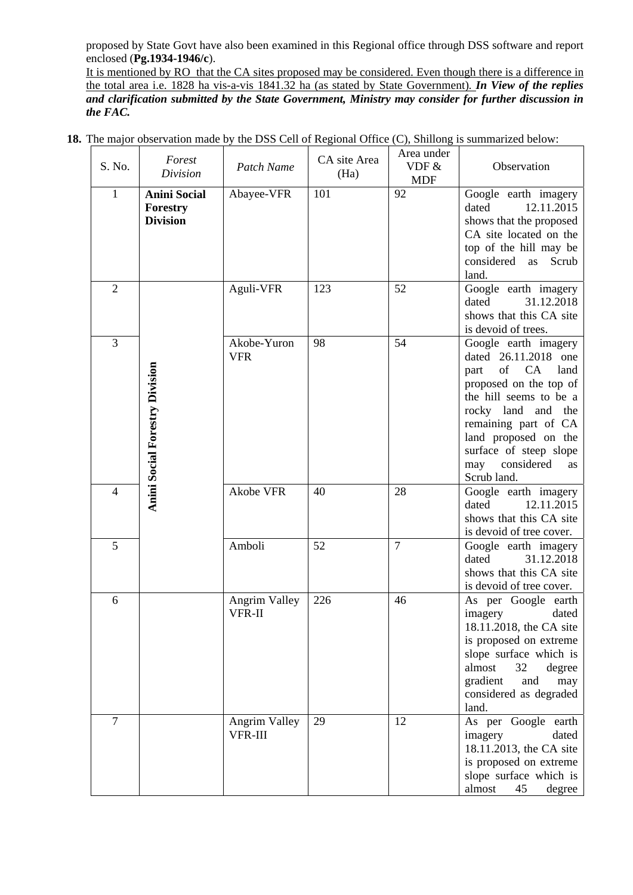proposed by State Govt have also been examined in this Regional office through DSS software and report enclosed (**Pg.1934-1946/c**).

<u>It is mentioned by RO that the CA sites proposed may be considered. Even though there is a difference in the total area i.e. 1828 ha vis-a-vis 1841.32 ha (as stated by State Government).</u> ***In View of the replies and clarification submitted by the State Government, Ministry may consider for further discussion in the FAC.***

**18.** The major observation made by the DSS Cell of Regional Office (C), Shillong is summarized below:

| S. No. | *Forest Division* | *Patch Name* | CA site Area (Ha) | Area under VDF & MDF | Observation |
|---|---|---|---|---|---|
| 1 | **Anini Social Forestry Division** | Abayee-VFR | 101 | 92 | Google earth imagery dated 12.11.2015 shows that the proposed CA site located on the top of the hill may be considered as Scrub land. |
| 2 | **Anini Social Forestry Division** | Aguli-VFR | 123 | 52 | Google earth imagery dated 31.12.2018 shows that this CA site is devoid of trees. |
| 3 | | Akobe-Yuron VFR | 98 | 54 | Google earth imagery dated 26.11.2018 one part of CA land proposed on the top of the hill seems to be a rocky land and the remaining part of CA land proposed on the surface of steep slope may considered as Scrub land. |
| 4 | | Akobe VFR | 40 | 28 | Google earth imagery dated 12.11.2015 shows that this CA site is devoid of tree cover. |
| 5 | | Amboli | 52 | 7 | Google earth imagery dated 31.12.2018 shows that this CA site is devoid of tree cover. |
| 6 | | Angrim Valley VFR-II | 226 | 46 | As per Google earth imagery dated 18.11.2018, the CA site is proposed on extreme slope surface which is almost 32 degree gradient and may considered as degraded land. |
| 7 | | Angrim Valley VFR-III | 29 | 12 | As per Google earth imagery dated 18.11.2013, the CA site is proposed on extreme slope surface which is almost 45 degree |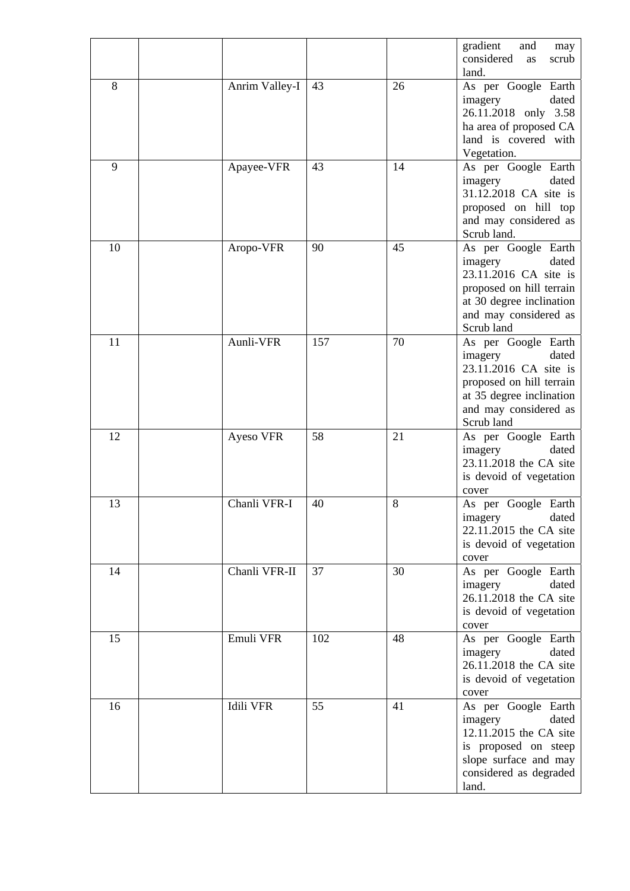| | | | | | gradient and may considered as scrub land. |
|---|---|---|---|---|---|
| 8 | | Anrim Valley-I | 43 | 26 | As per Google Earth imagery dated 26.11.2018 only 3.58 ha area of proposed CA land is covered with Vegetation. |
| 9 | | Apayee-VFR | 43 | 14 | As per Google Earth imagery dated 31.12.2018 CA site is proposed on hill top and may considered as Scrub land. |
| 10 | | Aropo-VFR | 90 | 45 | As per Google Earth imagery dated 23.11.2016 CA site is proposed on hill terrain at 30 degree inclination and may considered as Scrub land |
| 11 | | Aunli-VFR | 157 | 70 | As per Google Earth imagery dated 23.11.2016 CA site is proposed on hill terrain at 35 degree inclination and may considered as Scrub land |
| 12 | | Ayeso VFR | 58 | 21 | As per Google Earth imagery dated 23.11.2018 the CA site is devoid of vegetation cover |
| 13 | | Chanli VFR-I | 40 | 8 | As per Google Earth imagery dated 22.11.2015 the CA site is devoid of vegetation cover |
| 14 | | Chanli VFR-II | 37 | 30 | As per Google Earth imagery dated 26.11.2018 the CA site is devoid of vegetation cover |
| 15 | | Emuli VFR | 102 | 48 | As per Google Earth imagery dated 26.11.2018 the CA site is devoid of vegetation cover |
| 16 | | Idili VFR | 55 | 41 | As per Google Earth imagery dated 12.11.2015 the CA site is proposed on steep slope surface and may considered as degraded land. |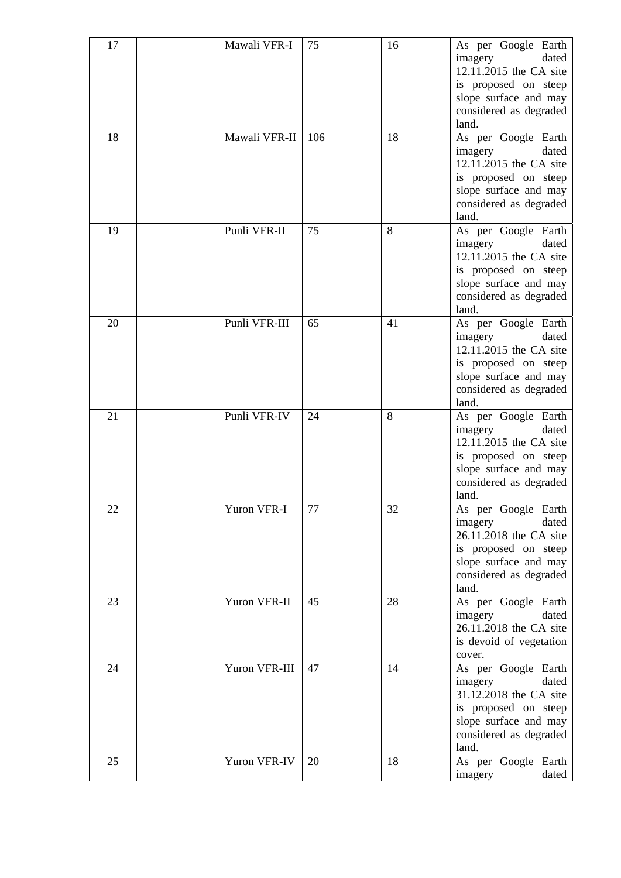| 17 | | Mawali VFR-I | 75 | 16 | As per Google Earth imagery dated 12.11.2015 the CA site is proposed on steep slope surface and may considered as degraded land. |
|---|---|---|---|---|---|
| 18 | | Mawali VFR-II | 106 | 18 | As per Google Earth imagery dated 12.11.2015 the CA site is proposed on steep slope surface and may considered as degraded land. |
| 19 | | Punli VFR-II | 75 | 8 | As per Google Earth imagery dated 12.11.2015 the CA site is proposed on steep slope surface and may considered as degraded land. |
| 20 | | Punli VFR-III | 65 | 41 | As per Google Earth imagery dated 12.11.2015 the CA site is proposed on steep slope surface and may considered as degraded land. |
| 21 | | Punli VFR-IV | 24 | 8 | As per Google Earth imagery dated 12.11.2015 the CA site is proposed on steep slope surface and may considered as degraded land. |
| 22 | | Yuron VFR-I | 77 | 32 | As per Google Earth imagery dated 26.11.2018 the CA site is proposed on steep slope surface and may considered as degraded land. |
| 23 | | Yuron VFR-II | 45 | 28 | As per Google Earth imagery dated 26.11.2018 the CA site is devoid of vegetation cover. |
| 24 | | Yuron VFR-III | 47 | 14 | As per Google Earth imagery dated 31.12.2018 the CA site is proposed on steep slope surface and may considered as degraded land. |
| 25 | | Yuron VFR-IV | 20 | 18 | As per Google Earth imagery dated |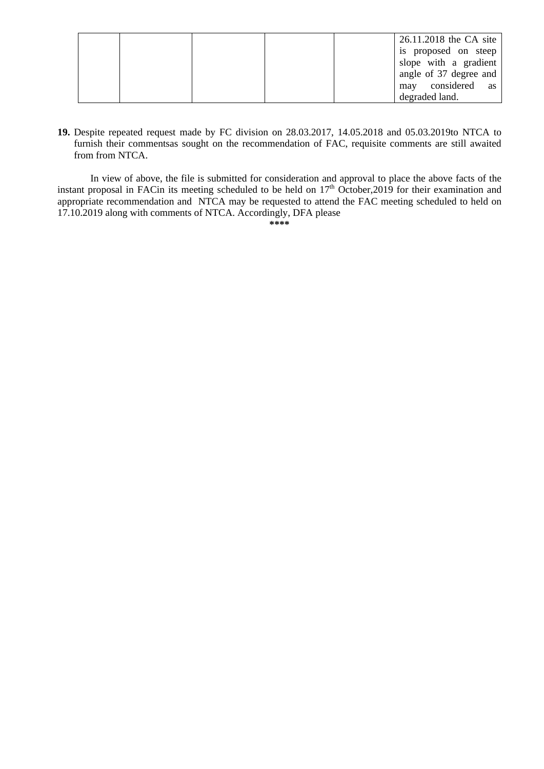| | | | | | |
|---|---|---|---|---|---|
| | | | | | 26.11.2018 the CA site is proposed on steep slope with a gradient angle of 37 degree and may considered as degraded land. |

**19.** Despite repeated request made by FC division on 28.03.2017, 14.05.2018 and 05.03.2019to NTCA to furnish their commentsas sought on the recommendation of FAC, requisite comments are still awaited from from NTCA.

In view of above, the file is submitted for consideration and approval to place the above facts of the instant proposal in FACin its meeting scheduled to be held on 17th October,2019 for their examination and appropriate recommendation and NTCA may be requested to attend the FAC meeting scheduled to held on 17.10.2019 along with comments of NTCA. Accordingly, DFA please

****